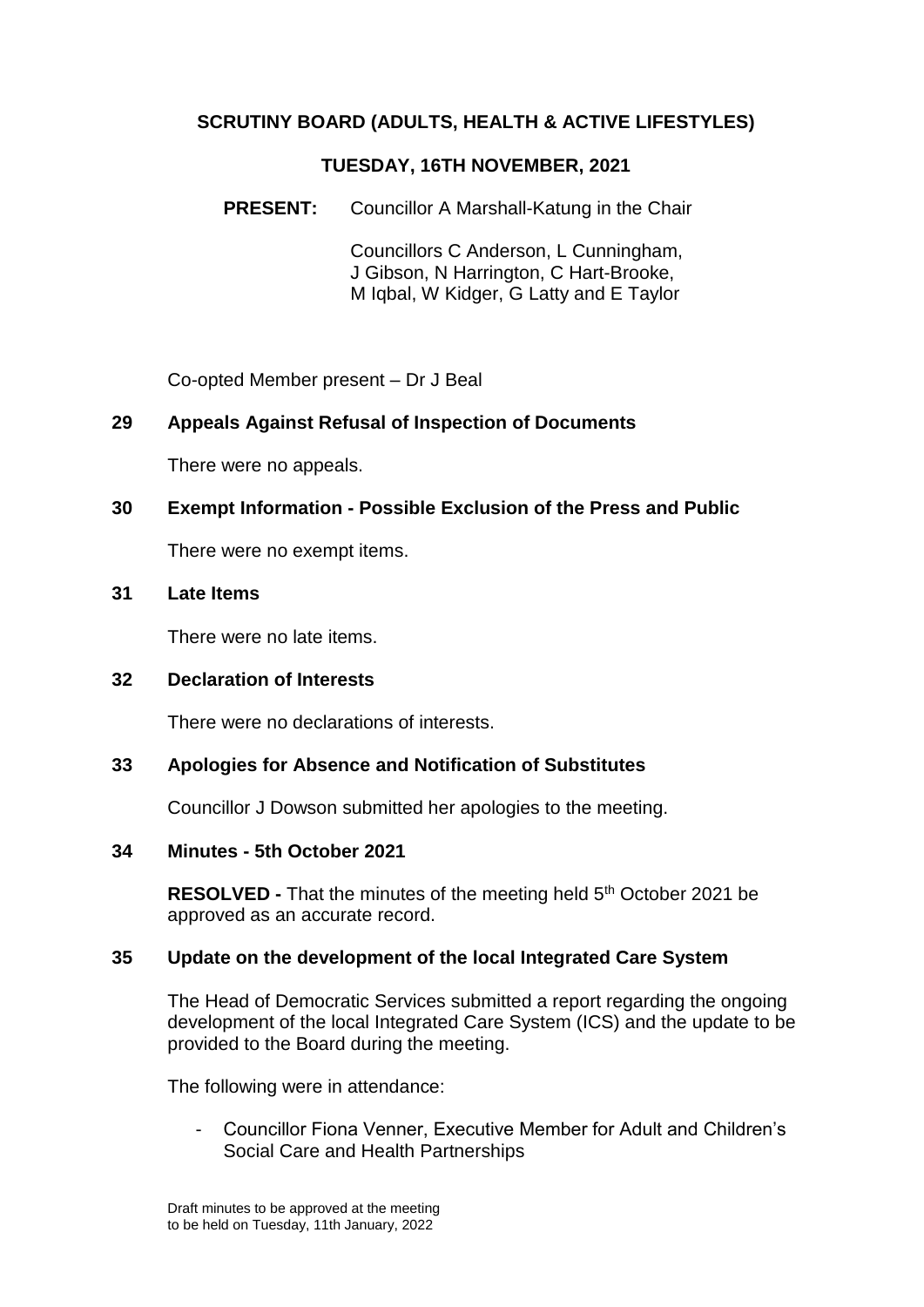# SCRUTINY BOARD (ADULTS, HEALTH & ACTIVE LIFESTYLES)

## TUESDAY, 16TH NOVEMBER, 2021

**PRESENT:** Councillor A Marshall-Katung in the Chair

Councillors C Anderson, L Cunningham, J Gibson, N Harrington, C Hart-Brooke, M Iqbal, W Kidger, G Latty and E Taylor

Co-opted Member present – Dr J Beal

### 29 Appeals Against Refusal of Inspection of Documents

There were no appeals.

### 30 Exempt Information - Possible Exclusion of the Press and Public

There were no exempt items.

### 31 Late Items

There were no late items.

### 32 Declaration of Interests

There were no declarations of interests.

### 33 Apologies for Absence and Notification of Substitutes

Councillor J Dowson submitted her apologies to the meeting.

### 34 Minutes - 5th October 2021

**RESOLVED -** That the minutes of the meeting held 5th October 2021 be approved as an accurate record.

### 35 Update on the development of the local Integrated Care System

The Head of Democratic Services submitted a report regarding the ongoing development of the local Integrated Care System (ICS) and the update to be provided to the Board during the meeting.

The following were in attendance:

- Councillor Fiona Venner, Executive Member for Adult and Children's Social Care and Health Partnerships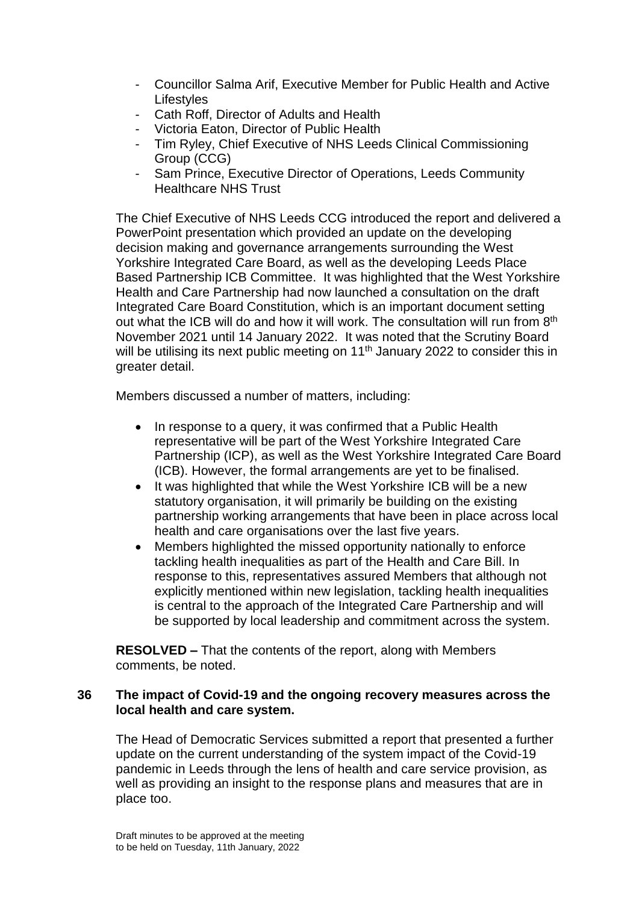- Councillor Salma Arif, Executive Member for Public Health and Active Lifestyles
- Cath Roff, Director of Adults and Health
- Victoria Eaton, Director of Public Health
- Tim Ryley, Chief Executive of NHS Leeds Clinical Commissioning Group (CCG)
- Sam Prince, Executive Director of Operations, Leeds Community Healthcare NHS Trust

The Chief Executive of NHS Leeds CCG introduced the report and delivered a PowerPoint presentation which provided an update on the developing decision making and governance arrangements surrounding the West Yorkshire Integrated Care Board, as well as the developing Leeds Place Based Partnership ICB Committee. It was highlighted that the West Yorkshire Health and Care Partnership had now launched a consultation on the draft Integrated Care Board Constitution, which is an important document setting out what the ICB will do and how it will work. The consultation will run from 8th November 2021 until 14 January 2022. It was noted that the Scrutiny Board will be utilising its next public meeting on 11th January 2022 to consider this in greater detail.

Members discussed a number of matters, including:

- In response to a query, it was confirmed that a Public Health representative will be part of the West Yorkshire Integrated Care Partnership (ICP), as well as the West Yorkshire Integrated Care Board (ICB). However, the formal arrangements are yet to be finalised.
- It was highlighted that while the West Yorkshire ICB will be a new statutory organisation, it will primarily be building on the existing partnership working arrangements that have been in place across local health and care organisations over the last five years.
- Members highlighted the missed opportunity nationally to enforce tackling health inequalities as part of the Health and Care Bill. In response to this, representatives assured Members that although not explicitly mentioned within new legislation, tackling health inequalities is central to the approach of the Integrated Care Partnership and will be supported by local leadership and commitment across the system.

**RESOLVED –** That the contents of the report, along with Members comments, be noted.

## 36 The impact of Covid-19 and the ongoing recovery measures across the local health and care system.

The Head of Democratic Services submitted a report that presented a further update on the current understanding of the system impact of the Covid-19 pandemic in Leeds through the lens of health and care service provision, as well as providing an insight to the response plans and measures that are in place too.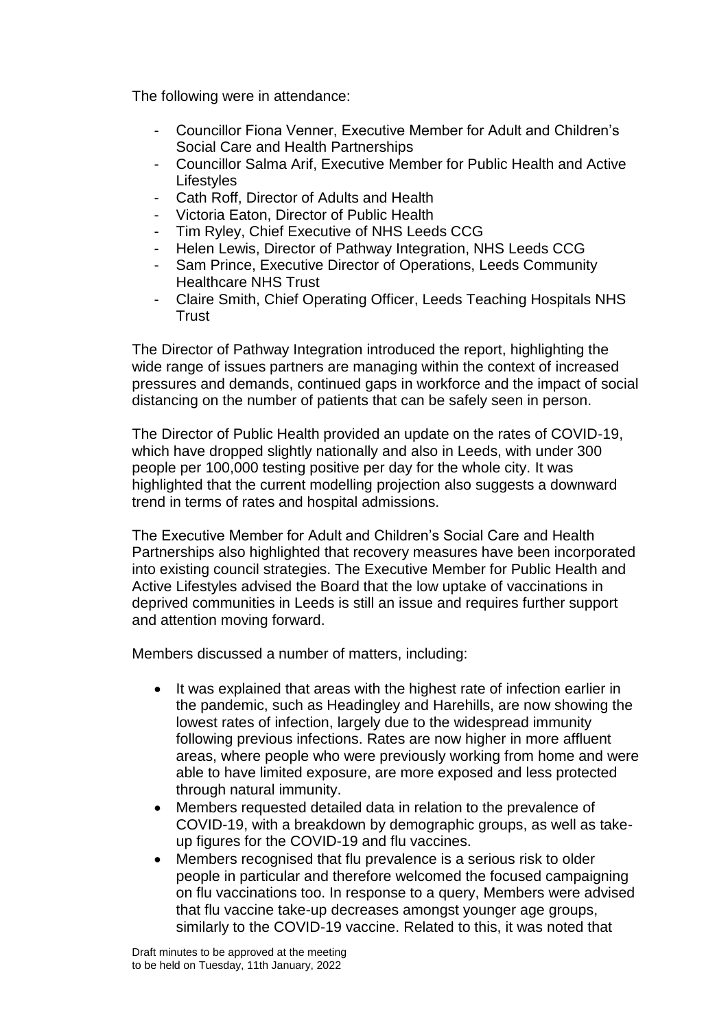The following were in attendance:

- Councillor Fiona Venner, Executive Member for Adult and Children's Social Care and Health Partnerships
- Councillor Salma Arif, Executive Member for Public Health and Active Lifestyles
- Cath Roff, Director of Adults and Health
- Victoria Eaton, Director of Public Health
- Tim Ryley, Chief Executive of NHS Leeds CCG
- Helen Lewis, Director of Pathway Integration, NHS Leeds CCG
- Sam Prince, Executive Director of Operations, Leeds Community Healthcare NHS Trust
- Claire Smith, Chief Operating Officer, Leeds Teaching Hospitals NHS Trust

The Director of Pathway Integration introduced the report, highlighting the wide range of issues partners are managing within the context of increased pressures and demands, continued gaps in workforce and the impact of social distancing on the number of patients that can be safely seen in person.

The Director of Public Health provided an update on the rates of COVID-19, which have dropped slightly nationally and also in Leeds, with under 300 people per 100,000 testing positive per day for the whole city. It was highlighted that the current modelling projection also suggests a downward trend in terms of rates and hospital admissions.

The Executive Member for Adult and Children's Social Care and Health Partnerships also highlighted that recovery measures have been incorporated into existing council strategies. The Executive Member for Public Health and Active Lifestyles advised the Board that the low uptake of vaccinations in deprived communities in Leeds is still an issue and requires further support and attention moving forward.

Members discussed a number of matters, including:

- It was explained that areas with the highest rate of infection earlier in the pandemic, such as Headingley and Harehills, are now showing the lowest rates of infection, largely due to the widespread immunity following previous infections. Rates are now higher in more affluent areas, where people who were previously working from home and were able to have limited exposure, are more exposed and less protected through natural immunity.
- Members requested detailed data in relation to the prevalence of COVID-19, with a breakdown by demographic groups, as well as take-up figures for the COVID-19 and flu vaccines.
- Members recognised that flu prevalence is a serious risk to older people in particular and therefore welcomed the focused campaigning on flu vaccinations too. In response to a query, Members were advised that flu vaccine take-up decreases amongst younger age groups, similarly to the COVID-19 vaccine. Related to this, it was noted that

Draft minutes to be approved at the meeting to be held on Tuesday, 11th January, 2022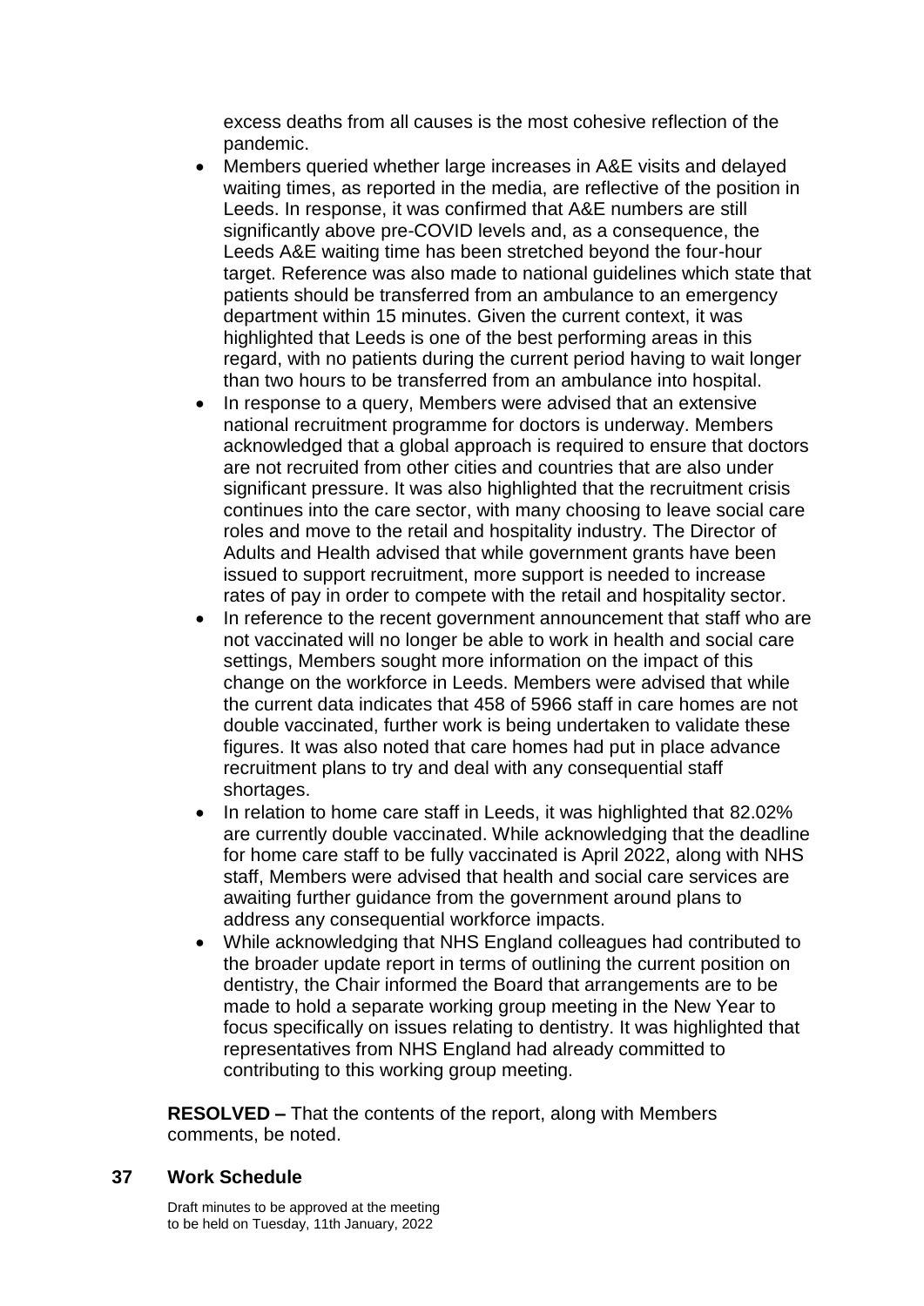excess deaths from all causes is the most cohesive reflection of the pandemic.

- Members queried whether large increases in A&E visits and delayed waiting times, as reported in the media, are reflective of the position in Leeds. In response, it was confirmed that A&E numbers are still significantly above pre-COVID levels and, as a consequence, the Leeds A&E waiting time has been stretched beyond the four-hour target. Reference was also made to national guidelines which state that patients should be transferred from an ambulance to an emergency department within 15 minutes. Given the current context, it was highlighted that Leeds is one of the best performing areas in this regard, with no patients during the current period having to wait longer than two hours to be transferred from an ambulance into hospital.
- In response to a query, Members were advised that an extensive national recruitment programme for doctors is underway. Members acknowledged that a global approach is required to ensure that doctors are not recruited from other cities and countries that are also under significant pressure. It was also highlighted that the recruitment crisis continues into the care sector, with many choosing to leave social care roles and move to the retail and hospitality industry. The Director of Adults and Health advised that while government grants have been issued to support recruitment, more support is needed to increase rates of pay in order to compete with the retail and hospitality sector.
- In reference to the recent government announcement that staff who are not vaccinated will no longer be able to work in health and social care settings, Members sought more information on the impact of this change on the workforce in Leeds. Members were advised that while the current data indicates that 458 of 5966 staff in care homes are not double vaccinated, further work is being undertaken to validate these figures. It was also noted that care homes had put in place advance recruitment plans to try and deal with any consequential staff shortages.
- In relation to home care staff in Leeds, it was highlighted that 82.02% are currently double vaccinated. While acknowledging that the deadline for home care staff to be fully vaccinated is April 2022, along with NHS staff, Members were advised that health and social care services are awaiting further guidance from the government around plans to address any consequential workforce impacts.
- While acknowledging that NHS England colleagues had contributed to the broader update report in terms of outlining the current position on dentistry, the Chair informed the Board that arrangements are to be made to hold a separate working group meeting in the New Year to focus specifically on issues relating to dentistry. It was highlighted that representatives from NHS England had already committed to contributing to this working group meeting.

**RESOLVED –** That the contents of the report, along with Members comments, be noted.

## 37 Work Schedule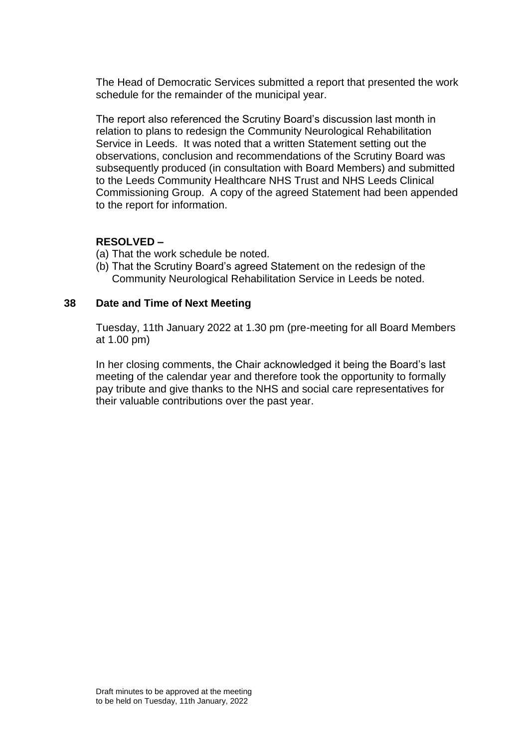The Head of Democratic Services submitted a report that presented the work schedule for the remainder of the municipal year.

The report also referenced the Scrutiny Board's discussion last month in relation to plans to redesign the Community Neurological Rehabilitation Service in Leeds. It was noted that a written Statement setting out the observations, conclusion and recommendations of the Scrutiny Board was subsequently produced (in consultation with Board Members) and submitted to the Leeds Community Healthcare NHS Trust and NHS Leeds Clinical Commissioning Group. A copy of the agreed Statement had been appended to the report for information.

**RESOLVED –**

(a) That the work schedule be noted.
(b) That the Scrutiny Board's agreed Statement on the redesign of the Community Neurological Rehabilitation Service in Leeds be noted.

## 38 Date and Time of Next Meeting

Tuesday, 11th January 2022 at 1.30 pm (pre-meeting for all Board Members at 1.00 pm)

In her closing comments, the Chair acknowledged it being the Board's last meeting of the calendar year and therefore took the opportunity to formally pay tribute and give thanks to the NHS and social care representatives for their valuable contributions over the past year.